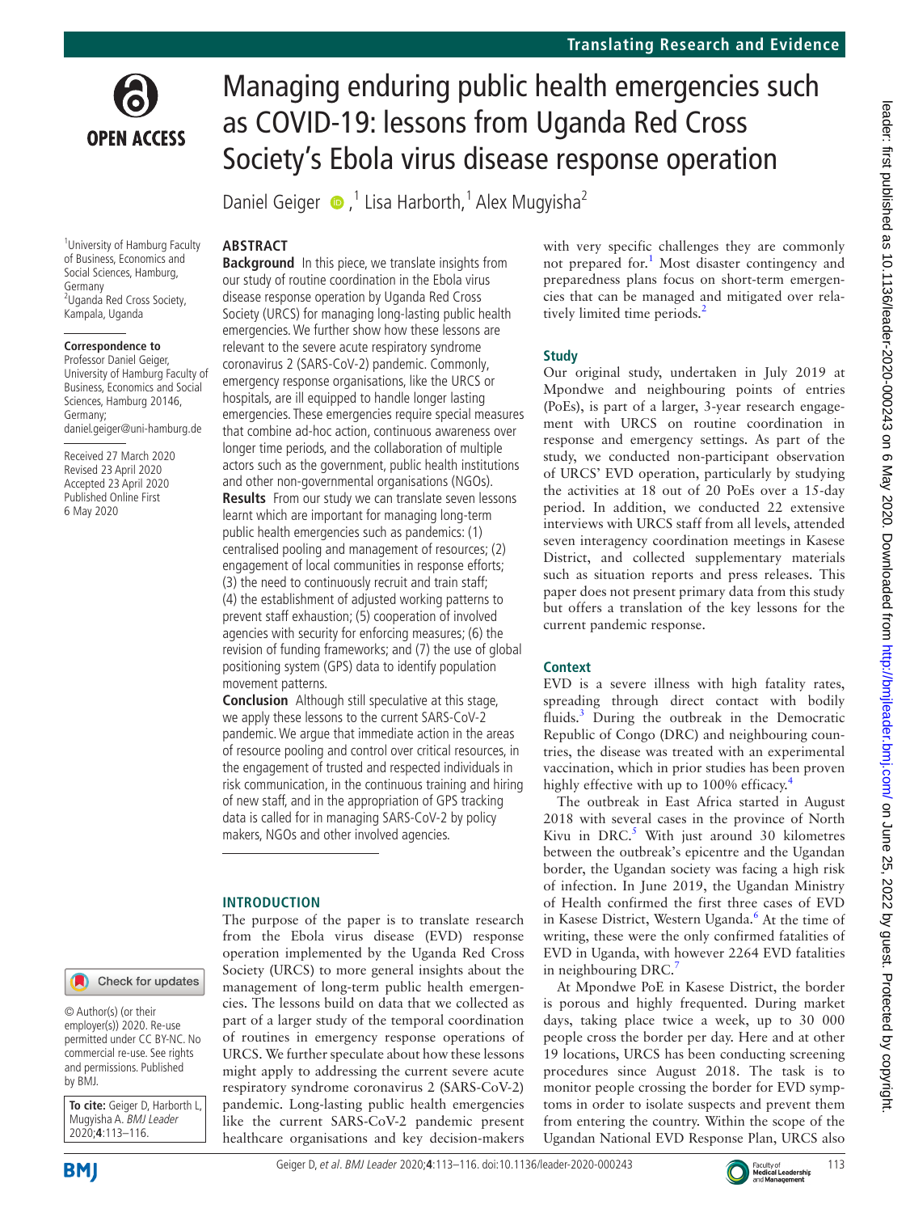# Managing enduring public health emergencies such as COVID-19: lessons from Uganda Red Cross Society's Ebola virus disease response operation

Daniel Geiger [1], Lisa Harborth [1], Alex Mugyisha [2]

[1] University of Hamburg Faculty of Business, Economics and Social Sciences, Hamburg, Germany
[2] Uganda Red Cross Society, Kampala, Uganda

**Correspondence to**
Professor Daniel Geiger, University of Hamburg Faculty of Business, Economics and Social Sciences, Hamburg 20146, Germany; daniel.geiger@uni-hamburg.de

Received 27 March 2020
Revised 23 April 2020
Accepted 23 April 2020
Published Online First 6 May 2020

© Author(s) (or their employer(s)) 2020. Re-use permitted under CC BY-NC. No commercial re-use. See rights and permissions. Published by BMJ.

**To cite:** Geiger D, Harborth L, Mugyisha A. *BMJ Leader* 2020;**4**:113–116.

## ABSTRACT

**Background** In this piece, we translate insights from our study of routine coordination in the Ebola virus disease response operation by Uganda Red Cross Society (URCS) for managing long-lasting public health emergencies. We further show how these lessons are relevant to the severe acute respiratory syndrome coronavirus 2 (SARS-CoV-2) pandemic. Commonly, emergency response organisations, like the URCS or hospitals, are ill equipped to handle longer lasting emergencies. These emergencies require special measures that combine ad-hoc action, continuous awareness over longer time periods, and the collaboration of multiple actors such as the government, public health institutions and other non-governmental organisations (NGOs).

**Results** From our study we can translate seven lessons learnt which are important for managing long-term public health emergencies such as pandemics: (1) centralised pooling and management of resources; (2) engagement of local communities in response efforts; (3) the need to continuously recruit and train staff; (4) the establishment of adjusted working patterns to prevent staff exhaustion; (5) cooperation of involved agencies with security for enforcing measures; (6) the revision of funding frameworks; and (7) the use of global positioning system (GPS) data to identify population movement patterns.

**Conclusion** Although still speculative at this stage, we apply these lessons to the current SARS-CoV-2 pandemic. We argue that immediate action in the areas of resource pooling and control over critical resources, in the engagement of trusted and respected individuals in risk communication, in the continuous training and hiring of new staff, and in the appropriation of GPS tracking data is called for in managing SARS-CoV-2 by policy makers, NGOs and other involved agencies.

## INTRODUCTION

The purpose of the paper is to translate research from the Ebola virus disease (EVD) response operation implemented by the Uganda Red Cross Society (URCS) to more general insights about the management of long-term public health emergencies. The lessons build on data that we collected as part of a larger study of the temporal coordination of routines in emergency response operations of URCS. We further speculate about how these lessons might apply to addressing the current severe acute respiratory syndrome coronavirus 2 (SARS-CoV-2) pandemic. Long-lasting public health emergencies like the current SARS-CoV-2 pandemic present healthcare organisations and key decision-makers with very specific challenges they are commonly not prepared for.[1] Most disaster contingency and preparedness plans focus on short-term emergencies that can be managed and mitigated over relatively limited time periods.[2]

### Study

Our original study, undertaken in July 2019 at Mpondwe and neighbouring points of entries (PoEs), is part of a larger, 3-year research engagement with URCS on routine coordination in response and emergency settings. As part of the study, we conducted non-participant observation of URCS' EVD operation, particularly by studying the activities at 18 out of 20 PoEs over a 15-day period. In addition, we conducted 22 extensive interviews with URCS staff from all levels, attended seven interagency coordination meetings in Kasese District, and collected supplementary materials such as situation reports and press releases. This paper does not present primary data from this study but offers a translation of the key lessons for the current pandemic response.

### Context

EVD is a severe illness with high fatality rates, spreading through direct contact with bodily fluids.[3] During the outbreak in the Democratic Republic of Congo (DRC) and neighbouring countries, the disease was treated with an experimental vaccination, which in prior studies has been proven highly effective with up to 100% efficacy.[4]

The outbreak in East Africa started in August 2018 with several cases in the province of North Kivu in DRC.[5] With just around 30 kilometres between the outbreak's epicentre and the Ugandan border, the Ugandan society was facing a high risk of infection. In June 2019, the Ugandan Ministry of Health confirmed the first three cases of EVD in Kasese District, Western Uganda.[6] At the time of writing, these were the only confirmed fatalities of EVD in Uganda, with however 2264 EVD fatalities in neighbouring DRC.[7]

At Mpondwe PoE in Kasese District, the border is porous and highly frequented. During market days, taking place twice a week, up to 30 000 people cross the border per day. Here and at other 19 locations, URCS has been conducting screening procedures since August 2018. The task is to monitor people crossing the border for EVD symptoms in order to isolate suspects and prevent them from entering the country. Within the scope of the Ugandan National EVD Response Plan, URCS also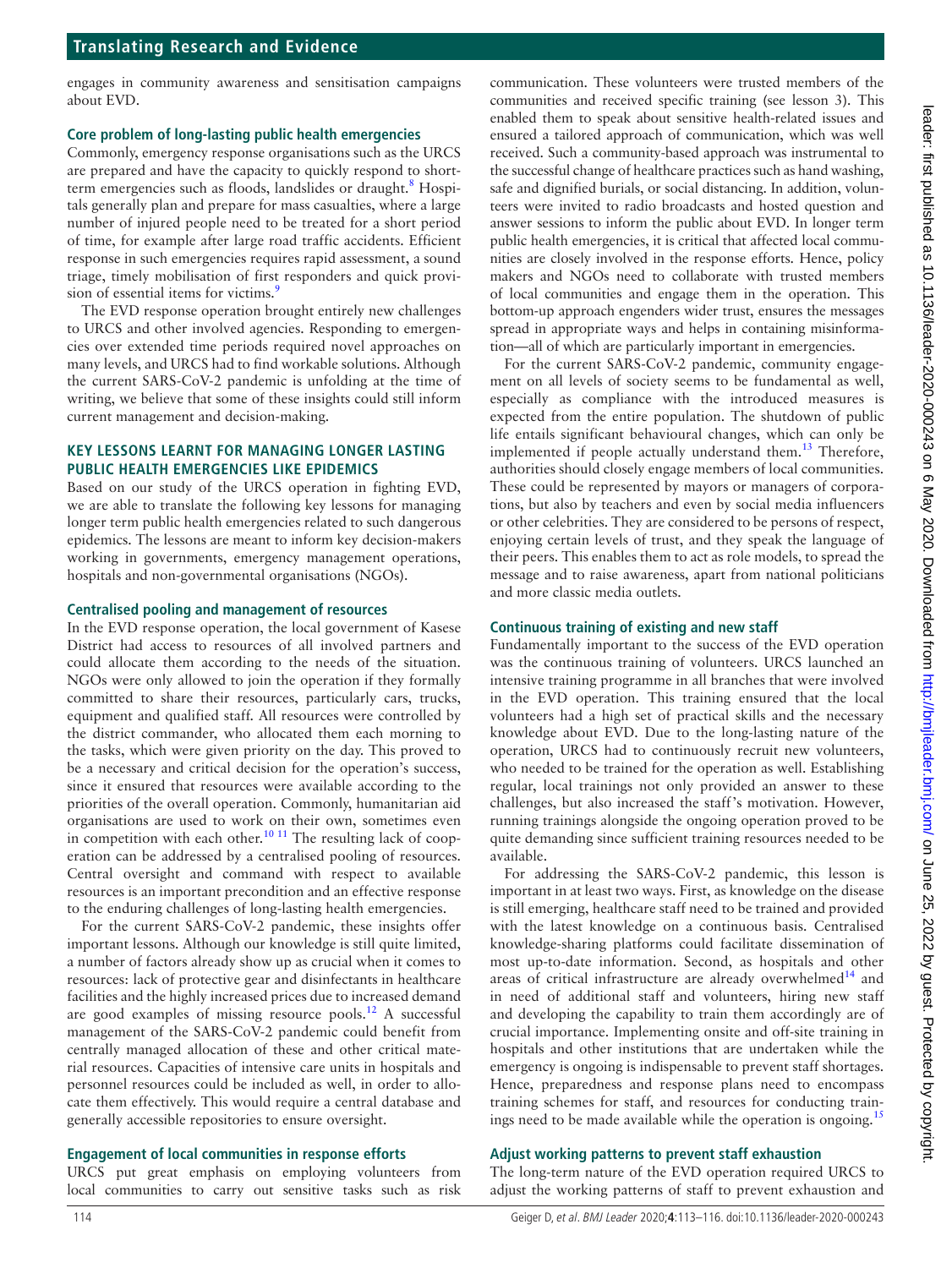engages in community awareness and sensitisation campaigns about EVD.

### Core problem of long-lasting public health emergencies

Commonly, emergency response organisations such as the URCS are prepared and have the capacity to quickly respond to short-term emergencies such as floods, landslides or draught.[8] Hospitals generally plan and prepare for mass casualties, where a large number of injured people need to be treated for a short period of time, for example after large road traffic accidents. Efficient response in such emergencies requires rapid assessment, a sound triage, timely mobilisation of first responders and quick provision of essential items for victims.[9]

The EVD response operation brought entirely new challenges to URCS and other involved agencies. Responding to emergencies over extended time periods required novel approaches on many levels, and URCS had to find workable solutions. Although the current SARS-CoV-2 pandemic is unfolding at the time of writing, we believe that some of these insights could still inform current management and decision-making.

## KEY LESSONS LEARNT FOR MANAGING LONGER LASTING PUBLIC HEALTH EMERGENCIES LIKE EPIDEMICS

Based on our study of the URCS operation in fighting EVD, we are able to translate the following key lessons for managing longer term public health emergencies related to such dangerous epidemics. The lessons are meant to inform key decision-makers working in governments, emergency management operations, hospitals and non-governmental organisations (NGOs).

### Centralised pooling and management of resources

In the EVD response operation, the local government of Kasese District had access to resources of all involved partners and could allocate them according to the needs of the situation. NGOs were only allowed to join the operation if they formally committed to share their resources, particularly cars, trucks, equipment and qualified staff. All resources were controlled by the district commander, who allocated them each morning to the tasks, which were given priority on the day. This proved to be a necessary and critical decision for the operation's success, since it ensured that resources were available according to the priorities of the overall operation. Commonly, humanitarian aid organisations are used to work on their own, sometimes even in competition with each other.[10,11] The resulting lack of cooperation can be addressed by a centralised pooling of resources. Central oversight and command with respect to available resources is an important precondition and an effective response to the enduring challenges of long-lasting health emergencies.

For the current SARS-CoV-2 pandemic, these insights offer important lessons. Although our knowledge is still quite limited, a number of factors already show up as crucial when it comes to resources: lack of protective gear and disinfectants in healthcare facilities and the highly increased prices due to increased demand are good examples of missing resource pools.[12] A successful management of the SARS-CoV-2 pandemic could benefit from centrally managed allocation of these and other critical material resources. Capacities of intensive care units in hospitals and personnel resources could be included as well, in order to allocate them effectively. This would require a central database and generally accessible repositories to ensure oversight.

### Engagement of local communities in response efforts

URCS put great emphasis on employing volunteers from local communities to carry out sensitive tasks such as risk communication. These volunteers were trusted members of the communities and received specific training (see lesson 3). This enabled them to speak about sensitive health-related issues and ensured a tailored approach of communication, which was well received. Such a community-based approach was instrumental to the successful change of healthcare practices such as hand washing, safe and dignified burials, or social distancing. In addition, volunteers were invited to radio broadcasts and hosted question and answer sessions to inform the public about EVD. In longer term public health emergencies, it is critical that affected local communities are closely involved in the response efforts. Hence, policy makers and NGOs need to collaborate with trusted members of local communities and engage them in the operation. This bottom-up approach engenders wider trust, ensures the messages spread in appropriate ways and helps in containing misinformation—all of which are particularly important in emergencies.

For the current SARS-CoV-2 pandemic, community engagement on all levels of society seems to be fundamental as well, especially as compliance with the introduced measures is expected from the entire population. The shutdown of public life entails significant behavioural changes, which can only be implemented if people actually understand them.[13] Therefore, authorities should closely engage members of local communities. These could be represented by mayors or managers of corporations, but also by teachers and even by social media influencers or other celebrities. They are considered to be persons of respect, enjoying certain levels of trust, and they speak the language of their peers. This enables them to act as role models, to spread the message and to raise awareness, apart from national politicians and more classic media outlets.

### Continuous training of existing and new staff

Fundamentally important to the success of the EVD operation was the continuous training of volunteers. URCS launched an intensive training programme in all branches that were involved in the EVD operation. This training ensured that the local volunteers had a high set of practical skills and the necessary knowledge about EVD. Due to the long-lasting nature of the operation, URCS had to continuously recruit new volunteers, who needed to be trained for the operation as well. Establishing regular, local trainings not only provided an answer to these challenges, but also increased the staff's motivation. However, running trainings alongside the ongoing operation proved to be quite demanding since sufficient training resources needed to be available.

For addressing the SARS-CoV-2 pandemic, this lesson is important in at least two ways. First, as knowledge on the disease is still emerging, healthcare staff need to be trained and provided with the latest knowledge on a continuous basis. Centralised knowledge-sharing platforms could facilitate dissemination of most up-to-date information. Second, as hospitals and other areas of critical infrastructure are already overwhelmed[14] and in need of additional staff and volunteers, hiring new staff and developing the capability to train them accordingly are of crucial importance. Implementing onsite and off-site training in hospitals and other institutions that are undertaken while the emergency is ongoing is indispensable to prevent staff shortages. Hence, preparedness and response plans need to encompass training schemes for staff, and resources for conducting trainings need to be made available while the operation is ongoing.[15]

### Adjust working patterns to prevent staff exhaustion

The long-term nature of the EVD operation required URCS to adjust the working patterns of staff to prevent exhaustion and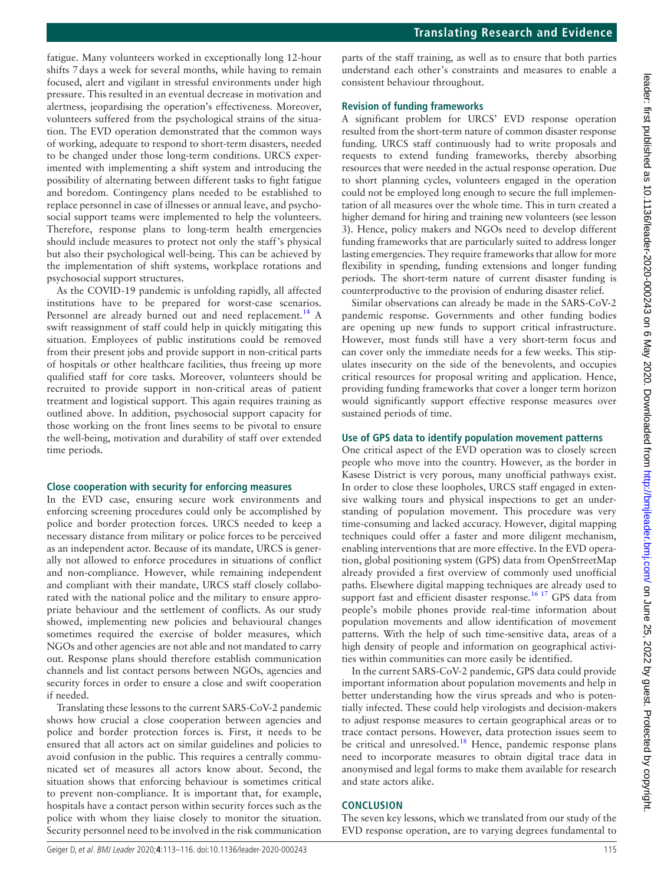fatigue. Many volunteers worked in exceptionally long 12-hour shifts 7 days a week for several months, while having to remain focused, alert and vigilant in stressful environments under high pressure. This resulted in an eventual decrease in motivation and alertness, jeopardising the operation's effectiveness. Moreover, volunteers suffered from the psychological strains of the situation. The EVD operation demonstrated that the common ways of working, adequate to respond to short-term disasters, needed to be changed under those long-term conditions. URCS experimented with implementing a shift system and introducing the possibility of alternating between different tasks to fight fatigue and boredom. Contingency plans needed to be established to replace personnel in case of illnesses or annual leave, and psychosocial support teams were implemented to help the volunteers. Therefore, response plans to long-term health emergencies should include measures to protect not only the staff's physical but also their psychological well-being. This can be achieved by the implementation of shift systems, workplace rotations and psychosocial support structures.

As the COVID-19 pandemic is unfolding rapidly, all affected institutions have to be prepared for worst-case scenarios. Personnel are already burned out and need replacement.[14] A swift reassignment of staff could help in quickly mitigating this situation. Employees of public institutions could be removed from their present jobs and provide support in non-critical parts of hospitals or other healthcare facilities, thus freeing up more qualified staff for core tasks. Moreover, volunteers should be recruited to provide support in non-critical areas of patient treatment and logistical support. This again requires training as outlined above. In addition, psychosocial support capacity for those working on the front lines seems to be pivotal to ensure the well-being, motivation and durability of staff over extended time periods.

### Close cooperation with security for enforcing measures

In the EVD case, ensuring secure work environments and enforcing screening procedures could only be accomplished by police and border protection forces. URCS needed to keep a necessary distance from military or police forces to be perceived as an independent actor. Because of its mandate, URCS is generally not allowed to enforce procedures in situations of conflict and non-compliance. However, while remaining independent and compliant with their mandate, URCS staff closely collaborated with the national police and the military to ensure appropriate behaviour and the settlement of conflicts. As our study showed, implementing new policies and behavioural changes sometimes required the exercise of bolder measures, which NGOs and other agencies are not able and not mandated to carry out. Response plans should therefore establish communication channels and list contact persons between NGOs, agencies and security forces in order to ensure a close and swift cooperation if needed.

Translating these lessons to the current SARS-CoV-2 pandemic shows how crucial a close cooperation between agencies and police and border protection forces is. First, it needs to be ensured that all actors act on similar guidelines and policies to avoid confusion in the public. This requires a centrally communicated set of measures all actors know about. Second, the situation shows that enforcing behaviour is sometimes critical to prevent non-compliance. It is important that, for example, hospitals have a contact person within security forces such as the police with whom they liaise closely to monitor the situation. Security personnel need to be involved in the risk communication parts of the staff training, as well as to ensure that both parties understand each other's constraints and measures to enable a consistent behaviour throughout.

### Revision of funding frameworks

A significant problem for URCS' EVD response operation resulted from the short-term nature of common disaster response funding. URCS staff continuously had to write proposals and requests to extend funding frameworks, thereby absorbing resources that were needed in the actual response operation. Due to short planning cycles, volunteers engaged in the operation could not be employed long enough to secure the full implementation of all measures over the whole time. This in turn created a higher demand for hiring and training new volunteers (see lesson 3). Hence, policy makers and NGOs need to develop different funding frameworks that are particularly suited to address longer lasting emergencies. They require frameworks that allow for more flexibility in spending, funding extensions and longer funding periods. The short-term nature of current disaster funding is counterproductive to the provision of enduring disaster relief.

Similar observations can already be made in the SARS-CoV-2 pandemic response. Governments and other funding bodies are opening up new funds to support critical infrastructure. However, most funds still have a very short-term focus and can cover only the immediate needs for a few weeks. This stipulates insecurity on the side of the benevolents, and occupies critical resources for proposal writing and application. Hence, providing funding frameworks that cover a longer term horizon would significantly support effective response measures over sustained periods of time.

### Use of GPS data to identify population movement patterns

One critical aspect of the EVD operation was to closely screen people who move into the country. However, as the border in Kasese District is very porous, many unofficial pathways exist. In order to close these loopholes, URCS staff engaged in extensive walking tours and physical inspections to get an understanding of population movement. This procedure was very time-consuming and lacked accuracy. However, digital mapping techniques could offer a faster and more diligent mechanism, enabling interventions that are more effective. In the EVD operation, global positioning system (GPS) data from OpenStreetMap already provided a first overview of commonly used unofficial paths. Elsewhere digital mapping techniques are already used to support fast and efficient disaster response.[16,17] GPS data from people's mobile phones provide real-time information about population movements and allow identification of movement patterns. With the help of such time-sensitive data, areas of a high density of people and information on geographical activities within communities can more easily be identified.

In the current SARS-CoV-2 pandemic, GPS data could provide important information about population movements and help in better understanding how the virus spreads and who is potentially infected. These could help virologists and decision-makers to adjust response measures to certain geographical areas or to trace contact persons. However, data protection issues seem to be critical and unresolved.[18] Hence, pandemic response plans need to incorporate measures to obtain digital trace data in anonymised and legal forms to make them available for research and state actors alike.

## CONCLUSION

The seven key lessons, which we translated from our study of the EVD response operation, are to varying degrees fundamental to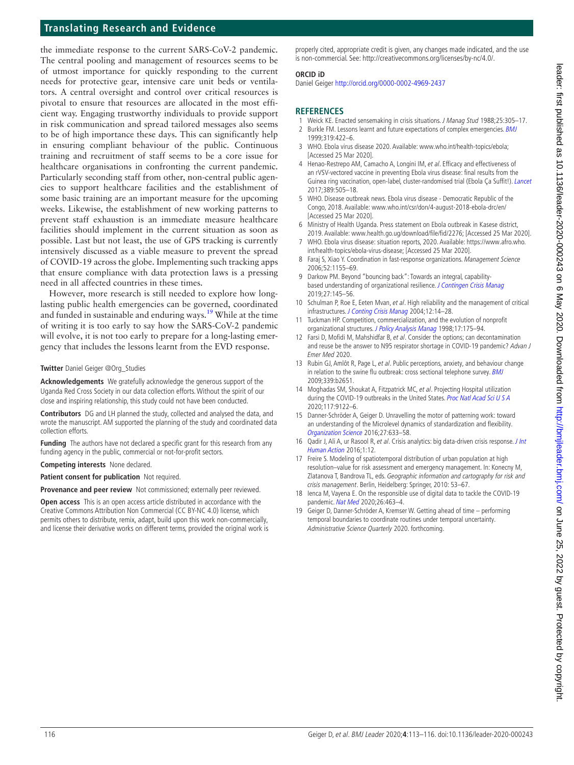the immediate response to the current SARS-CoV-2 pandemic. The central pooling and management of resources seems to be of utmost importance for quickly responding to the current needs for protective gear, intensive care unit beds or ventilators. A central oversight and control over critical resources is pivotal to ensure that resources are allocated in the most efficient way. Engaging trustworthy individuals to provide support in risk communication and spread tailored messages also seems to be of high importance these days. This can significantly help in ensuring compliant behaviour of the public. Continuous training and recruitment of staff seems to be a core issue for healthcare organisations in confronting the current pandemic. Particularly seconding staff from other, non-central public agencies to support healthcare facilities and the establishment of some basic training are an important measure for the upcoming weeks. Likewise, the establishment of new working patterns to prevent staff exhaustion is an immediate measure healthcare facilities should implement in the current situation as soon as possible. Last but not least, the use of GPS tracking is currently intensively discussed as a viable measure to prevent the spread of COVID-19 across the globe. Implementing such tracking apps that ensure compliance with data protection laws is a pressing need in all affected countries in these times.

However, more research is still needed to explore how long-lasting public health emergencies can be governed, coordinated and funded in sustainable and enduring ways.[19] While at the time of writing it is too early to say how the SARS-CoV-2 pandemic will evolve, it is not too early to prepare for a long-lasting emergency that includes the lessons learnt from the EVD response.

**Twitter** Daniel Geiger @Org_Studies

**Acknowledgements** We gratefully acknowledge the generous support of the Uganda Red Cross Society in our data collection efforts. Without the spirit of our close and inspiring relationship, this study could not have been conducted.

**Contributors** DG and LH planned the study, collected and analysed the data, and wrote the manuscript. AM supported the planning of the study and coordinated data collection efforts.

**Funding** The authors have not declared a specific grant for this research from any funding agency in the public, commercial or not-for-profit sectors.

**Competing interests** None declared.

**Patient consent for publication** Not required.

**Provenance and peer review** Not commissioned; externally peer reviewed.

**Open access** This is an open access article distributed in accordance with the Creative Commons Attribution Non Commercial (CC BY-NC 4.0) license, which permits others to distribute, remix, adapt, build upon this work non-commercially, and license their derivative works on different terms, provided the original work is properly cited, appropriate credit is given, any changes made indicated, and the use is non-commercial. See: http://creativecommons.org/licenses/by-nc/4.0/.

**ORCID iD**

Daniel Geiger http://orcid.org/0000-0002-4969-2437

## REFERENCES

1. Weick KE. Enacted sensemaking in crisis situations. *J Manag Stud* 1988;25:305–17.
2. Burkle FM. Lessons learnt and future expectations of complex emergencies. *BMJ* 1999;319:422–6.
3. WHO. Ebola virus disease 2020. Available: www.who.int/health-topics/ebola; [Accessed 25 Mar 2020].
4. Henao-Restrepo AM, Camacho A, Longini IM, *et al*. Efficacy and effectiveness of an rVSV-vectored vaccine in preventing Ebola virus disease: final results from the Guinea ring vaccination, open-label, cluster-randomised trial (Ebola Ça Suffit!). *Lancet* 2017;389:505–18.
5. WHO. Disease outbreak news. Ebola virus disease - Democratic Republic of the Congo, 2018. Available: www.who.int/csr/don/4-august-2018-ebola-drc/en/ [Accessed 25 Mar 2020].
6. Ministry of Health Uganda. Press statement on Ebola outbreak in Kasese district, 2019. Available: www.health.go.ug/download/file/fid/2276; [Accessed 25 Mar 2020].
7. WHO. Ebola virus disease: situation reports, 2020. Available: https://www.afro.who.int/health-topics/ebola-virus-disease; [Accessed 25 Mar 2020].
8. Faraj S, Xiao Y. Coordination in fast-response organizations. *Management Science* 2006;52:1155–69.
9. Darkow PM. Beyond "bouncing back": Towards an integral, capability-based understanding of organizational resilience. *J Contingen Crisis Manag* 2019;27:145–56.
10. Schulman P, Roe E, Eeten Mvan, *et al*. High reliability and the management of critical infrastructures. *J Conting Crisis Manag* 2004;12:14–28.
11. Tuckman HP. Competition, commercialization, and the evolution of nonprofit organizational structures. *J Policy Analysis Manag* 1998;17:175–94.
12. Farsi D, Mofidi M, Mahshidfar B, *et al*. Consider the options; can decontamination and reuse be the answer to N95 respirator shortage in COVID-19 pandemic? *Advan J Emer Med* 2020.
13. Rubin GJ, Amlôt R, Page L, *et al*. Public perceptions, anxiety, and behaviour change in relation to the swine flu outbreak: cross sectional telephone survey. *BMJ* 2009;339:b2651.
14. Moghadas SM, Shoukat A, Fitzpatrick MC, *et al*. Projecting Hospital utilization during the COVID-19 outbreaks in the United States. *Proc Natl Acad Sci U S A* 2020;117:9122–6.
15. Danner-Schröder A, Geiger D. Unravelling the motor of patterning work: toward an understanding of the Microlevel dynamics of standardization and flexibility. *Organization Science* 2016;27:633–58.
16. Qadir J, Ali A, ur Rasool R, *et al*. Crisis analytics: big data-driven crisis response. *J Int Human Action* 2016;1:12.
17. Freire S. Modeling of spatiotemporal distribution of urban population at high resolution–value for risk assessment and emergency management. In: Konecny M, Zlatanova T, Bandrova TL, eds. *Geographic information and cartography for risk and crisis management*. Berlin, Heidelberg: Springer, 2010: 53–67.
18. Ienca M, Vayena E. On the responsible use of digital data to tackle the COVID-19 pandemic. *Nat Med* 2020;26:463–4.
19. Geiger D, Danner-Schröder A, Kremser W. Getting ahead of time – performing temporal boundaries to coordinate routines under temporal uncertainty. *Administrative Science Quarterly* 2020. forthcoming.